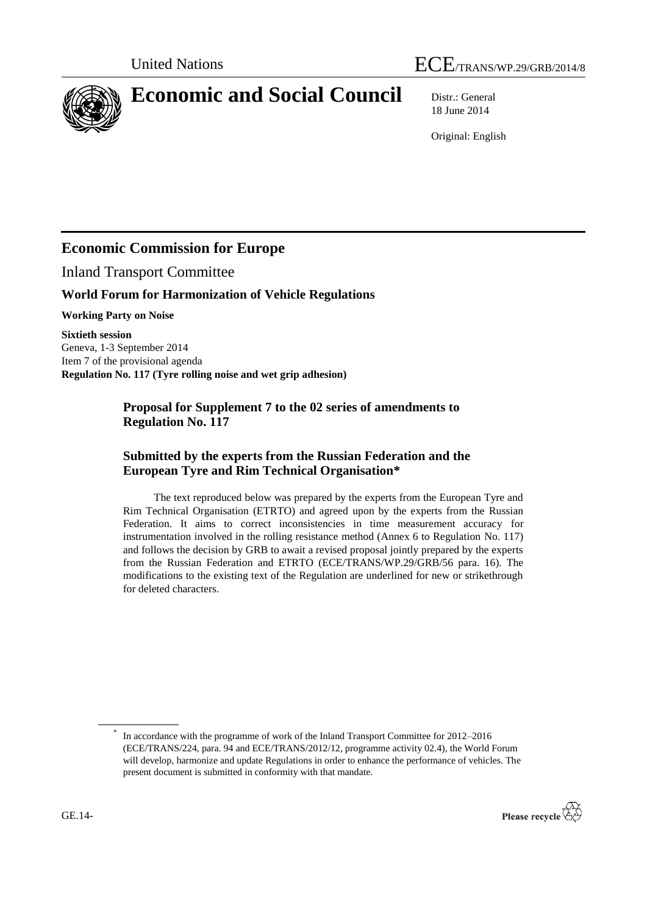United Nations

ECE/TRANS/WP.29/GRB/2014/8

# Economic and Social Council

Distr.: General
18 June 2014

Original: English

## Economic Commission for Europe

Inland Transport Committee

### World Forum for Harmonization of Vehicle Regulations

**Working Party on Noise**

**Sixtieth session**
Geneva, 1-3 September 2014
Item 7 of the provisional agenda
**Regulation No. 117 (Tyre rolling noise and wet grip adhesion)**

### Proposal for Supplement 7 to the 02 series of amendments to Regulation No. 117

### Submitted by the experts from the Russian Federation and the European Tyre and Rim Technical Organisation*

The text reproduced below was prepared by the experts from the European Tyre and Rim Technical Organisation (ETRTO) and agreed upon by the experts from the Russian Federation. It aims to correct inconsistencies in time measurement accuracy for instrumentation involved in the rolling resistance method (Annex 6 to Regulation No. 117) and follows the decision by GRB to await a revised proposal jointly prepared by the experts from the Russian Federation and ETRTO (ECE/TRANS/WP.29/GRB/56 para. 16). The modifications to the existing text of the Regulation are underlined for new or strikethrough for deleted characters.

* In accordance with the programme of work of the Inland Transport Committee for 2012–2016 (ECE/TRANS/224, para. 94 and ECE/TRANS/2012/12, programme activity 02.4), the World Forum will develop, harmonize and update Regulations in order to enhance the performance of vehicles. The present document is submitted in conformity with that mandate.

GE.14-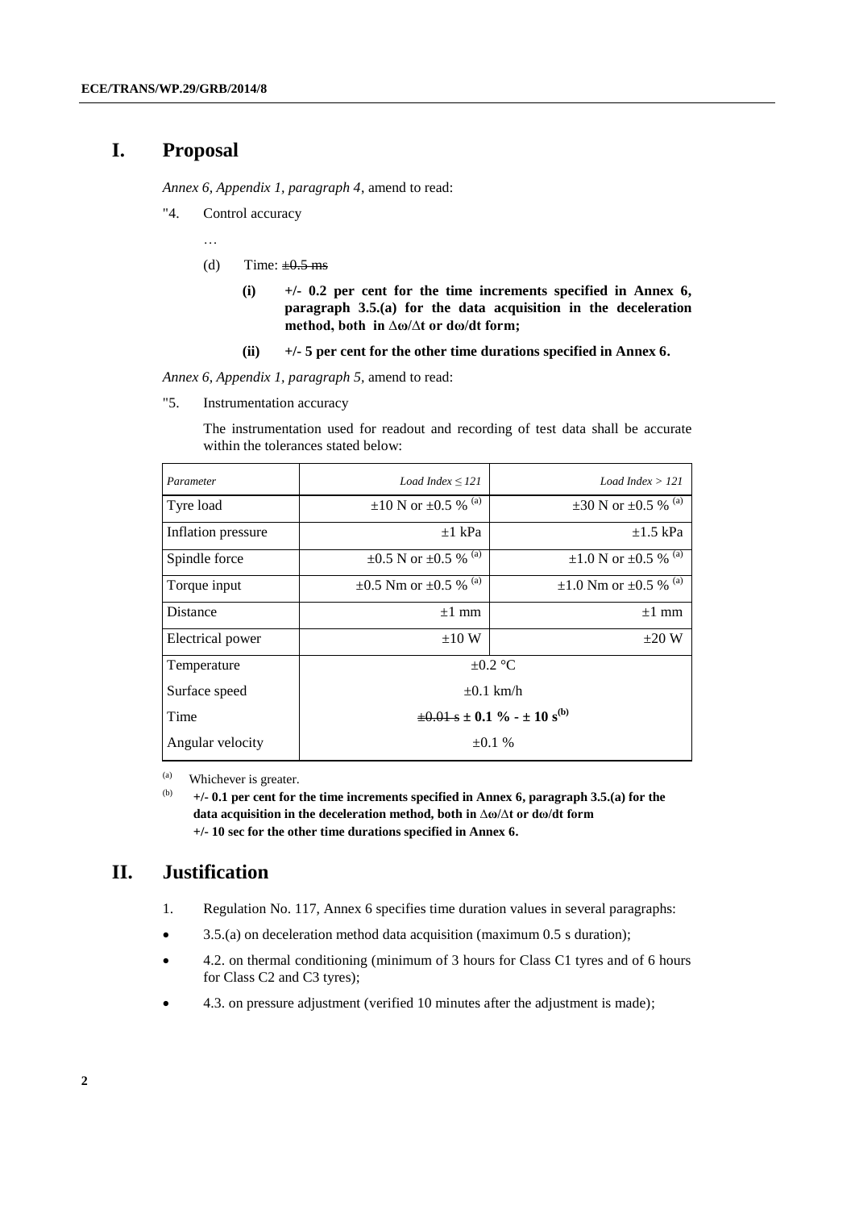# I. Proposal

*Annex 6, Appendix 1, paragraph 4*, amend to read:

"4. Control accuracy

…

(d) Time: ~~±0.5 ms~~

**(i) +/- 0.2 per cent for the time increments specified in Annex 6, paragraph 3.5.(a) for the data acquisition in the deceleration method, both in Δω/Δt or dω/dt form;**

**(ii) +/- 5 per cent for the other time durations specified in Annex 6.**

*Annex 6, Appendix 1, paragraph 5,* amend to read:

"5. Instrumentation accuracy

The instrumentation used for readout and recording of test data shall be accurate within the tolerances stated below:

| *Parameter* | *Load Index ≤ 121* | *Load Index > 121* |
|---|---|---|
| Tyre load | ±10 N or ±0.5 % [(a)] | ±30 N or ±0.5 % [(a)] |
| Inflation pressure | ±1 kPa | ±1.5 kPa |
| Spindle force | ±0.5 N or ±0.5 % [(a)] | ±1.0 N or ±0.5 % [(a)] |
| Torque input | ±0.5 Nm or ±0.5 % [(a)] | ±1.0 Nm or ±0.5 % [(a)] |
| Distance | ±1 mm | ±1 mm |
| Electrical power | ±10 W | ±20 W |
| Temperature | ±0.2 °C | |
| Surface speed | ±0.1 km/h | |
| Time | ~~±0.01 s~~ **± 0.1 % - ± 10 s[(b)]** | |
| Angular velocity | ±0.1 % | |

(a) Whichever is greater.

(b) **+/- 0.1 per cent for the time increments specified in Annex 6, paragraph 3.5.(a) for the data acquisition in the deceleration method, both in Δω/Δt or dω/dt form**
**+/- 10 sec for the other time durations specified in Annex 6.**

# II. Justification

1. Regulation No. 117, Annex 6 specifies time duration values in several paragraphs:

- 3.5.(a) on deceleration method data acquisition (maximum 0.5 s duration);
- 4.2. on thermal conditioning (minimum of 3 hours for Class C1 tyres and of 6 hours for Class C2 and C3 tyres);
- 4.3. on pressure adjustment (verified 10 minutes after the adjustment is made);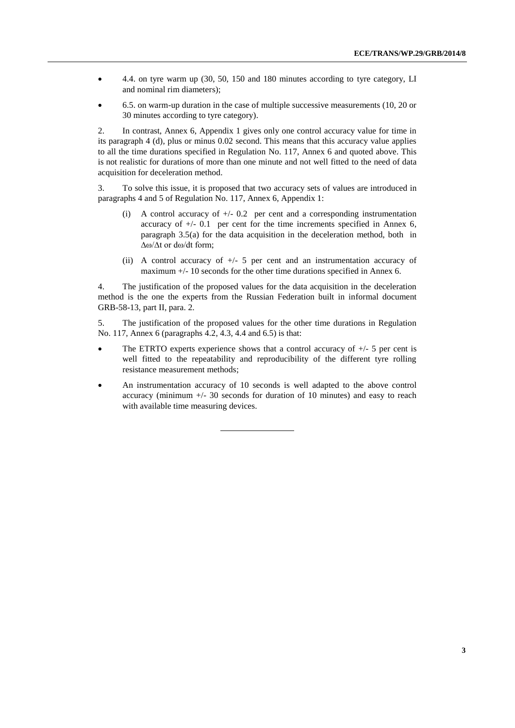- 4.4. on tyre warm up (30, 50, 150 and 180 minutes according to tyre category, LI and nominal rim diameters);
- 6.5. on warm-up duration in the case of multiple successive measurements (10, 20 or 30 minutes according to tyre category).

2. In contrast, Annex 6, Appendix 1 gives only one control accuracy value for time in its paragraph 4 (d), plus or minus 0.02 second. This means that this accuracy value applies to all the time durations specified in Regulation No. 117, Annex 6 and quoted above. This is not realistic for durations of more than one minute and not well fitted to the need of data acquisition for deceleration method.

3. To solve this issue, it is proposed that two accuracy sets of values are introduced in paragraphs 4 and 5 of Regulation No. 117, Annex 6, Appendix 1:

   (i) A control accuracy of +/- 0.2 per cent and a corresponding instrumentation accuracy of +/- 0.1 per cent for the time increments specified in Annex 6, paragraph 3.5(a) for the data acquisition in the deceleration method, both in $\Delta\omega/\Delta t$ or $d\omega/dt$ form;

   (ii) A control accuracy of +/- 5 per cent and an instrumentation accuracy of maximum +/- 10 seconds for the other time durations specified in Annex 6.

4. The justification of the proposed values for the data acquisition in the deceleration method is the one the experts from the Russian Federation built in informal document GRB-58-13, part II, para. 2.

5. The justification of the proposed values for the other time durations in Regulation No. 117, Annex 6 (paragraphs 4.2, 4.3, 4.4 and 6.5) is that:

- The ETRTO experts experience shows that a control accuracy of +/- 5 per cent is well fitted to the repeatability and reproducibility of the different tyre rolling resistance measurement methods;
- An instrumentation accuracy of 10 seconds is well adapted to the above control accuracy (minimum +/- 30 seconds for duration of 10 minutes) and easy to reach with available time measuring devices.